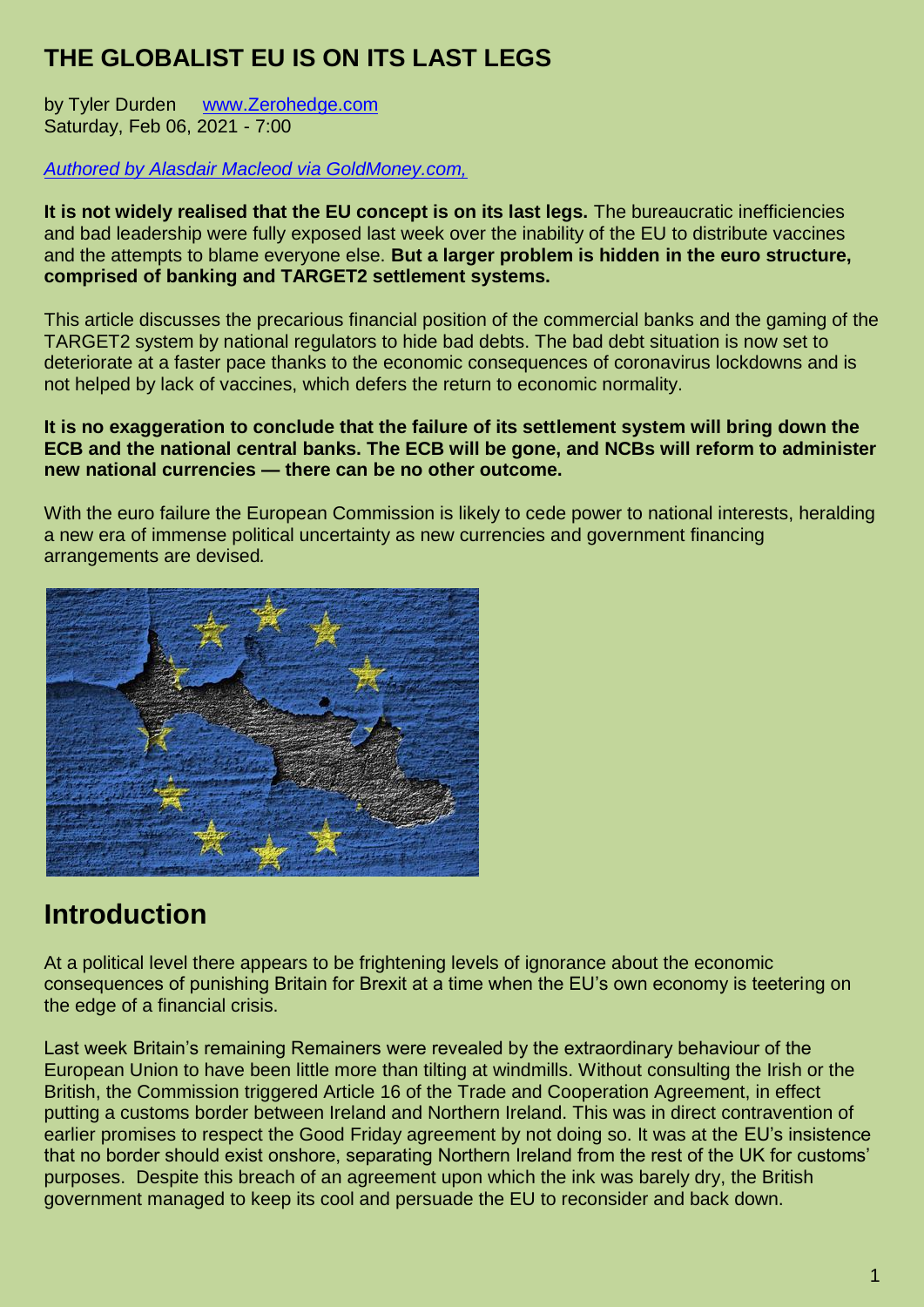# THE GLOBALIST EU IS ON ITS LAST LEGS

by Tyler Durden www.Zerohedge.com
Saturday, Feb 06, 2021 - 7:00

*Authored by Alasdair Macleod via GoldMoney.com,*

**It is not widely realised that the EU concept is on its last legs.** The bureaucratic inefficiencies and bad leadership were fully exposed last week over the inability of the EU to distribute vaccines and the attempts to blame everyone else. **But a larger problem is hidden in the euro structure, comprised of banking and TARGET2 settlement systems.**

This article discusses the precarious financial position of the commercial banks and the gaming of the TARGET2 system by national regulators to hide bad debts. The bad debt situation is now set to deteriorate at a faster pace thanks to the economic consequences of coronavirus lockdowns and is not helped by lack of vaccines, which defers the return to economic normality.

**It is no exaggeration to conclude that the failure of its settlement system will bring down the ECB and the national central banks. The ECB will be gone, and NCBs will reform to administer new national currencies — there can be no other outcome.**

With the euro failure the European Commission is likely to cede power to national interests, heralding a new era of immense political uncertainty as new currencies and government financing arrangements are devised.

## Introduction

At a political level there appears to be frightening levels of ignorance about the economic consequences of punishing Britain for Brexit at a time when the EU's own economy is teetering on the edge of a financial crisis.

Last week Britain's remaining Remainers were revealed by the extraordinary behaviour of the European Union to have been little more than tilting at windmills. Without consulting the Irish or the British, the Commission triggered Article 16 of the Trade and Cooperation Agreement, in effect putting a customs border between Ireland and Northern Ireland. This was in direct contravention of earlier promises to respect the Good Friday agreement by not doing so. It was at the EU's insistence that no border should exist onshore, separating Northern Ireland from the rest of the UK for customs' purposes. Despite this breach of an agreement upon which the ink was barely dry, the British government managed to keep its cool and persuade the EU to reconsider and back down.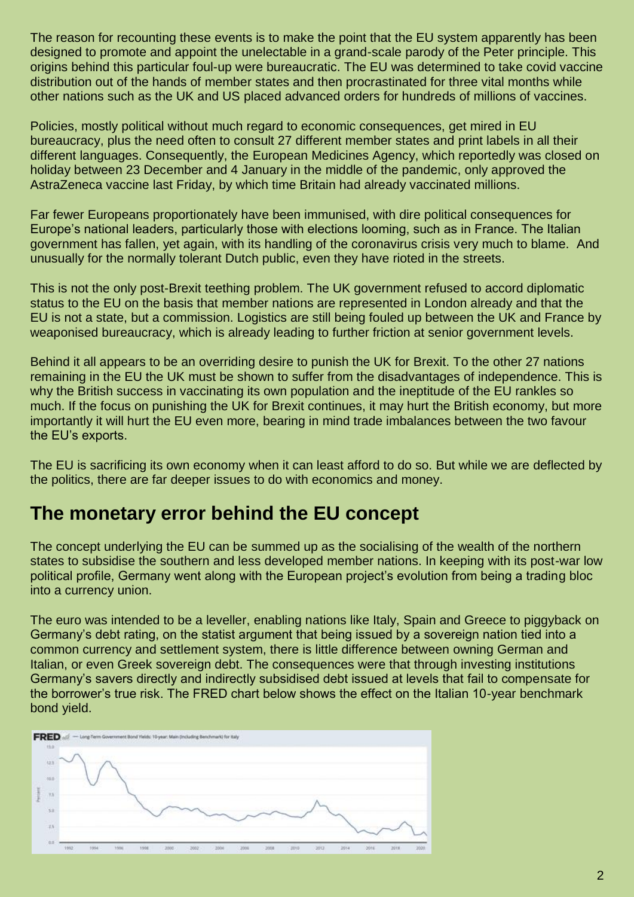The reason for recounting these events is to make the point that the EU system apparently has been designed to promote and appoint the unelectable in a grand-scale parody of the Peter principle. This origins behind this particular foul-up were bureaucratic. The EU was determined to take covid vaccine distribution out of the hands of member states and then procrastinated for three vital months while other nations such as the UK and US placed advanced orders for hundreds of millions of vaccines.

Policies, mostly political without much regard to economic consequences, get mired in EU bureaucracy, plus the need often to consult 27 different member states and print labels in all their different languages. Consequently, the European Medicines Agency, which reportedly was closed on holiday between 23 December and 4 January in the middle of the pandemic, only approved the AstraZeneca vaccine last Friday, by which time Britain had already vaccinated millions.

Far fewer Europeans proportionately have been immunised, with dire political consequences for Europe's national leaders, particularly those with elections looming, such as in France. The Italian government has fallen, yet again, with its handling of the coronavirus crisis very much to blame. And unusually for the normally tolerant Dutch public, even they have rioted in the streets.

This is not the only post-Brexit teething problem. The UK government refused to accord diplomatic status to the EU on the basis that member nations are represented in London already and that the EU is not a state, but a commission. Logistics are still being fouled up between the UK and France by weaponised bureaucracy, which is already leading to further friction at senior government levels.

Behind it all appears to be an overriding desire to punish the UK for Brexit. To the other 27 nations remaining in the EU the UK must be shown to suffer from the disadvantages of independence. This is why the British success in vaccinating its own population and the ineptitude of the EU rankles so much. If the focus on punishing the UK for Brexit continues, it may hurt the British economy, but more importantly it will hurt the EU even more, bearing in mind trade imbalances between the two favour the EU's exports.

The EU is sacrificing its own economy when it can least afford to do so. But while we are deflected by the politics, there are far deeper issues to do with economics and money.

## The monetary error behind the EU concept

The concept underlying the EU can be summed up as the socialising of the wealth of the northern states to subsidise the southern and less developed member nations. In keeping with its post-war low political profile, Germany went along with the European project's evolution from being a trading bloc into a currency union.

The euro was intended to be a leveller, enabling nations like Italy, Spain and Greece to piggyback on Germany's debt rating, on the statist argument that being issued by a sovereign nation tied into a common currency and settlement system, there is little difference between owning German and Italian, or even Greek sovereign debt. The consequences were that through investing institutions Germany's savers directly and indirectly subsidised debt issued at levels that fail to compensate for the borrower's true risk. The FRED chart below shows the effect on the Italian 10-year benchmark bond yield.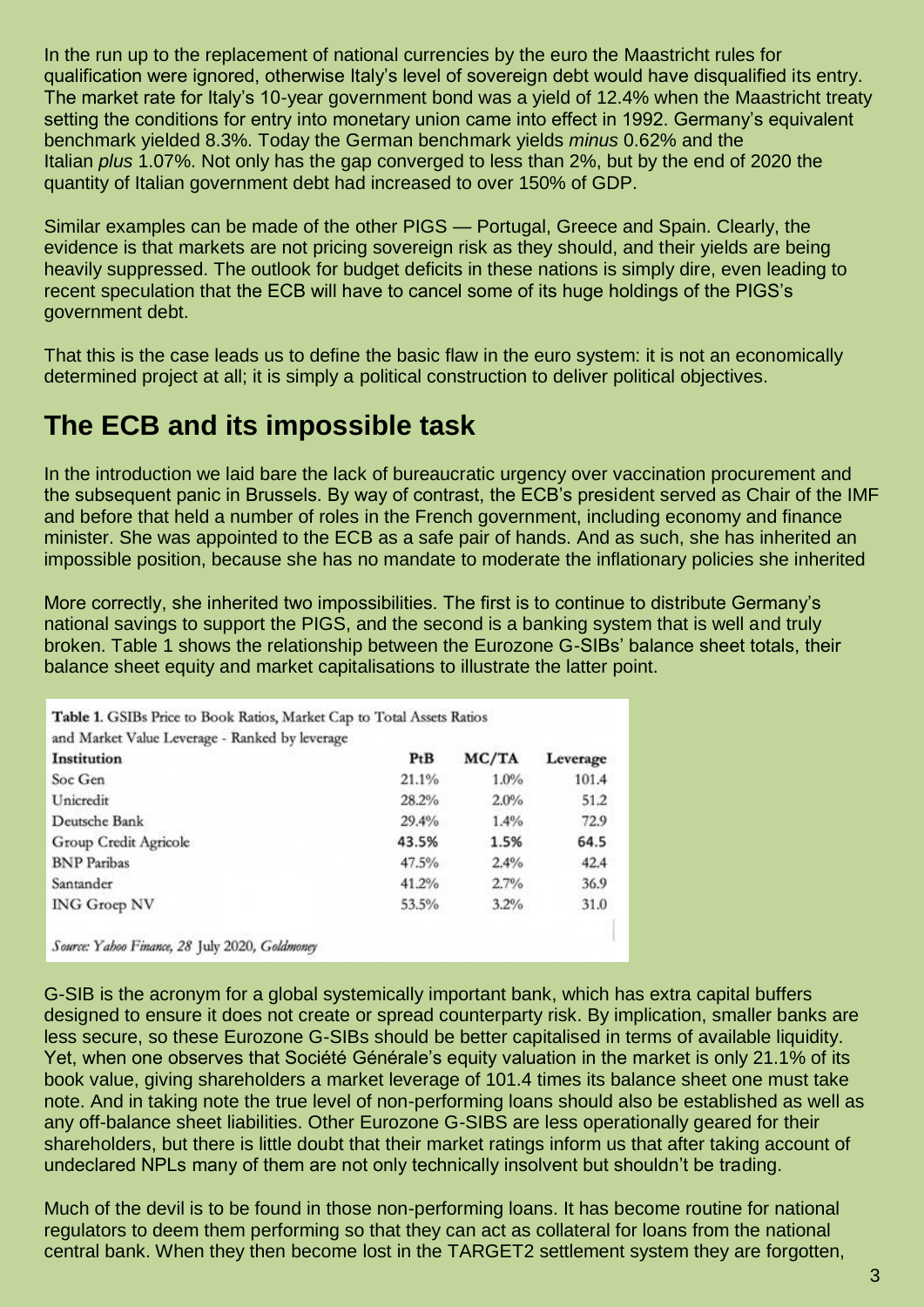In the run up to the replacement of national currencies by the euro the Maastricht rules for qualification were ignored, otherwise Italy's level of sovereign debt would have disqualified its entry. The market rate for Italy's 10-year government bond was a yield of 12.4% when the Maastricht treaty setting the conditions for entry into monetary union came into effect in 1992. Germany's equivalent benchmark yielded 8.3%. Today the German benchmark yields *minus* 0.62% and the Italian *plus* 1.07%. Not only has the gap converged to less than 2%, but by the end of 2020 the quantity of Italian government debt had increased to over 150% of GDP.

Similar examples can be made of the other PIGS — Portugal, Greece and Spain. Clearly, the evidence is that markets are not pricing sovereign risk as they should, and their yields are being heavily suppressed. The outlook for budget deficits in these nations is simply dire, even leading to recent speculation that the ECB will have to cancel some of its huge holdings of the PIGS's government debt.

That this is the case leads us to define the basic flaw in the euro system: it is not an economically determined project at all; it is simply a political construction to deliver political objectives.

## The ECB and its impossible task

In the introduction we laid bare the lack of bureaucratic urgency over vaccination procurement and the subsequent panic in Brussels. By way of contrast, the ECB's president served as Chair of the IMF and before that held a number of roles in the French government, including economy and finance minister. She was appointed to the ECB as a safe pair of hands. And as such, she has inherited an impossible position, because she has no mandate to moderate the inflationary policies she inherited

More correctly, she inherited two impossibilities. The first is to continue to distribute Germany's national savings to support the PIGS, and the second is a banking system that is well and truly broken. Table 1 shows the relationship between the Eurozone G-SIBs' balance sheet totals, their balance sheet equity and market capitalisations to illustrate the latter point.

**Table 1.** GSIBs Price to Book Ratios, Market Cap to Total Assets Ratios and Market Value Leverage - Ranked by leverage

| Institution | PtB | MC/TA | Leverage |
|---|---|---|---|
| Soc Gen | 21.1% | 1.0% | 101.4 |
| Unicredit | 28.2% | 2.0% | 51.2 |
| Deutsche Bank | 29.4% | 1.4% | 72.9 |
| **Group Credit Agricole** | **43.5%** | **1.5%** | **64.5** |
| BNP Paribas | 47.5% | 2.4% | 42.4 |
| Santander | 41.2% | 2.7% | 36.9 |
| ING Groep NV | 53.5% | 3.2% | 31.0 |

*Source: Yahoo Finance, 28 July 2020, Goldmoney*

G-SIB is the acronym for a global systemically important bank, which has extra capital buffers designed to ensure it does not create or spread counterparty risk. By implication, smaller banks are less secure, so these Eurozone G-SIBs should be better capitalised in terms of available liquidity. Yet, when one observes that Société Générale's equity valuation in the market is only 21.1% of its book value, giving shareholders a market leverage of 101.4 times its balance sheet one must take note. And in taking note the true level of non-performing loans should also be established as well as any off-balance sheet liabilities. Other Eurozone G-SIBS are less operationally geared for their shareholders, but there is little doubt that their market ratings inform us that after taking account of undeclared NPLs many of them are not only technically insolvent but shouldn't be trading.

Much of the devil is to be found in those non-performing loans. It has become routine for national regulators to deem them performing so that they can act as collateral for loans from the national central bank. When they then become lost in the TARGET2 settlement system they are forgotten,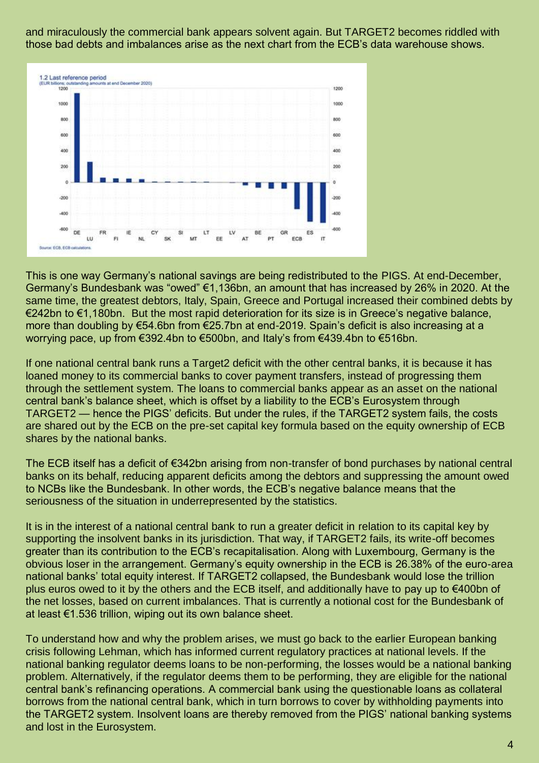and miraculously the commercial bank appears solvent again. But TARGET2 becomes riddled with those bad debts and imbalances arise as the next chart from the ECB's data warehouse shows.

This is one way Germany's national savings are being redistributed to the PIGS. At end-December, Germany's Bundesbank was "owed" €1,136bn, an amount that has increased by 26% in 2020. At the same time, the greatest debtors, Italy, Spain, Greece and Portugal increased their combined debts by €242bn to €1,180bn. But the most rapid deterioration for its size is in Greece's negative balance, more than doubling by €54.6bn from €25.7bn at end-2019. Spain's deficit is also increasing at a worrying pace, up from €392.4bn to €500bn, and Italy's from €439.4bn to €516bn.

If one national central bank runs a Target2 deficit with the other central banks, it is because it has loaned money to its commercial banks to cover payment transfers, instead of progressing them through the settlement system. The loans to commercial banks appear as an asset on the national central bank's balance sheet, which is offset by a liability to the ECB's Eurosystem through TARGET2 — hence the PIGS' deficits. But under the rules, if the TARGET2 system fails, the costs are shared out by the ECB on the pre-set capital key formula based on the equity ownership of ECB shares by the national banks.

The ECB itself has a deficit of €342bn arising from non-transfer of bond purchases by national central banks on its behalf, reducing apparent deficits among the debtors and suppressing the amount owed to NCBs like the Bundesbank. In other words, the ECB's negative balance means that the seriousness of the situation in underrepresented by the statistics.

It is in the interest of a national central bank to run a greater deficit in relation to its capital key by supporting the insolvent banks in its jurisdiction. That way, if TARGET2 fails, its write-off becomes greater than its contribution to the ECB's recapitalisation. Along with Luxembourg, Germany is the obvious loser in the arrangement. Germany's equity ownership in the ECB is 26.38% of the euro-area national banks' total equity interest. If TARGET2 collapsed, the Bundesbank would lose the trillion plus euros owed to it by the others and the ECB itself, and additionally have to pay up to €400bn of the net losses, based on current imbalances. That is currently a notional cost for the Bundesbank of at least €1.536 trillion, wiping out its own balance sheet.

To understand how and why the problem arises, we must go back to the earlier European banking crisis following Lehman, which has informed current regulatory practices at national levels. If the national banking regulator deems loans to be non-performing, the losses would be a national banking problem. Alternatively, if the regulator deems them to be performing, they are eligible for the national central bank's refinancing operations. A commercial bank using the questionable loans as collateral borrows from the national central bank, which in turn borrows to cover by withholding payments into the TARGET2 system. Insolvent loans are thereby removed from the PIGS' national banking systems and lost in the Eurosystem.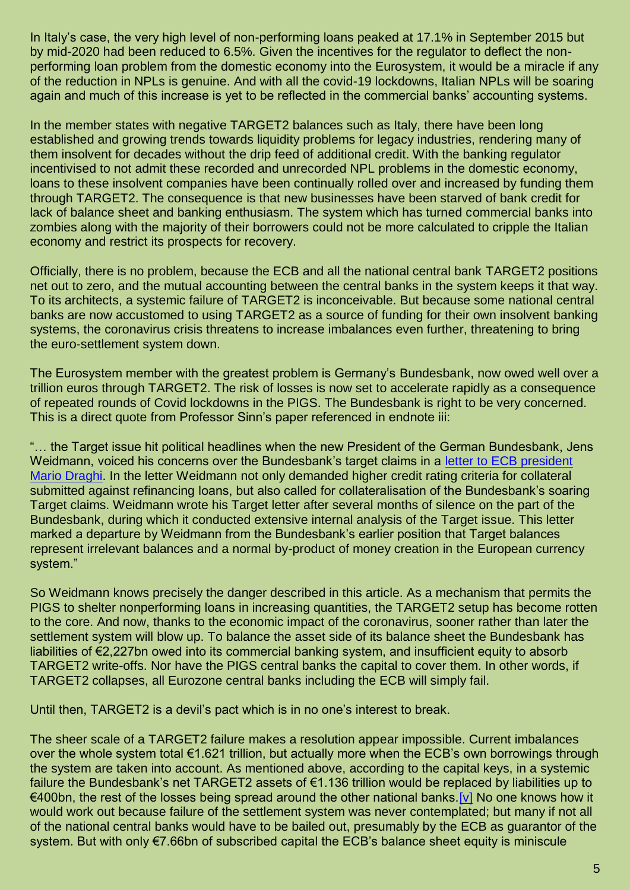In Italy's case, the very high level of non-performing loans peaked at 17.1% in September 2015 but by mid-2020 had been reduced to 6.5%. Given the incentives for the regulator to deflect the non-performing loan problem from the domestic economy into the Eurosystem, it would be a miracle if any of the reduction in NPLs is genuine. And with all the covid-19 lockdowns, Italian NPLs will be soaring again and much of this increase is yet to be reflected in the commercial banks' accounting systems.

In the member states with negative TARGET2 balances such as Italy, there have been long established and growing trends towards liquidity problems for legacy industries, rendering many of them insolvent for decades without the drip feed of additional credit. With the banking regulator incentivised to not admit these recorded and unrecorded NPL problems in the domestic economy, loans to these insolvent companies have been continually rolled over and increased by funding them through TARGET2. The consequence is that new businesses have been starved of bank credit for lack of balance sheet and banking enthusiasm. The system which has turned commercial banks into zombies along with the majority of their borrowers could not be more calculated to cripple the Italian economy and restrict its prospects for recovery.

Officially, there is no problem, because the ECB and all the national central bank TARGET2 positions net out to zero, and the mutual accounting between the central banks in the system keeps it that way. To its architects, a systemic failure of TARGET2 is inconceivable. But because some national central banks are now accustomed to using TARGET2 as a source of funding for their own insolvent banking systems, the coronavirus crisis threatens to increase imbalances even further, threatening to bring the euro-settlement system down.

The Eurosystem member with the greatest problem is Germany's Bundesbank, now owed well over a trillion euros through TARGET2. The risk of losses is now set to accelerate rapidly as a consequence of repeated rounds of Covid lockdowns in the PIGS. The Bundesbank is right to be very concerned. This is a direct quote from Professor Sinn's paper referenced in endnote iii:

"… the Target issue hit political headlines when the new President of the German Bundesbank, Jens Weidmann, voiced his concerns over the Bundesbank's target claims in a letter to ECB president Mario Draghi. In the letter Weidmann not only demanded higher credit rating criteria for collateral submitted against refinancing loans, but also called for collateralisation of the Bundesbank's soaring Target claims. Weidmann wrote his Target letter after several months of silence on the part of the Bundesbank, during which it conducted extensive internal analysis of the Target issue. This letter marked a departure by Weidmann from the Bundesbank's earlier position that Target balances represent irrelevant balances and a normal by-product of money creation in the European currency system."

So Weidmann knows precisely the danger described in this article. As a mechanism that permits the PIGS to shelter nonperforming loans in increasing quantities, the TARGET2 setup has become rotten to the core. And now, thanks to the economic impact of the coronavirus, sooner rather than later the settlement system will blow up. To balance the asset side of its balance sheet the Bundesbank has liabilities of €2,227bn owed into its commercial banking system, and insufficient equity to absorb TARGET2 write-offs. Nor have the PIGS central banks the capital to cover them. In other words, if TARGET2 collapses, all Eurozone central banks including the ECB will simply fail.

Until then, TARGET2 is a devil's pact which is in no one's interest to break.

The sheer scale of a TARGET2 failure makes a resolution appear impossible. Current imbalances over the whole system total €1.621 trillion, but actually more when the ECB's own borrowings through the system are taken into account. As mentioned above, according to the capital keys, in a systemic failure the Bundesbank's net TARGET2 assets of €1.136 trillion would be replaced by liabilities up to €400bn, the rest of the losses being spread around the other national banks.[v] No one knows how it would work out because failure of the settlement system was never contemplated; but many if not all of the national central banks would have to be bailed out, presumably by the ECB as guarantor of the system. But with only €7.66bn of subscribed capital the ECB's balance sheet equity is miniscule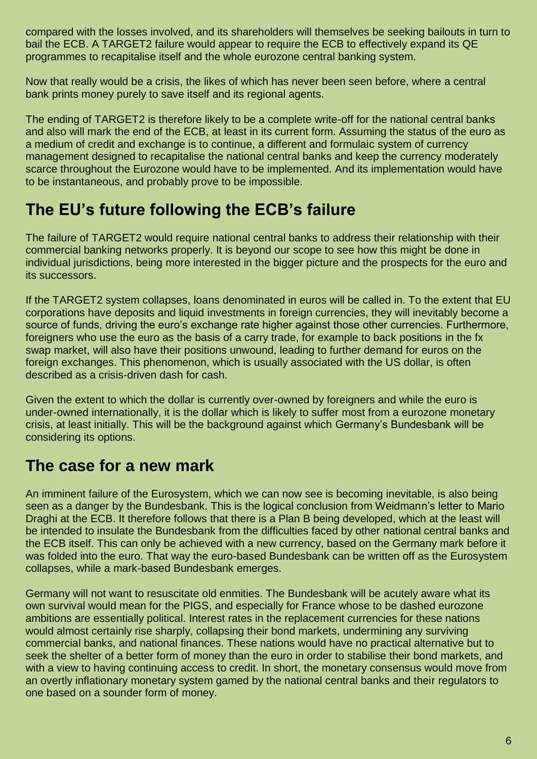compared with the losses involved, and its shareholders will themselves be seeking bailouts in turn to bail the ECB. A TARGET2 failure would appear to require the ECB to effectively expand its QE programmes to recapitalise itself and the whole eurozone central banking system.

Now that really would be a crisis, the likes of which has never been seen before, where a central bank prints money purely to save itself and its regional agents.

The ending of TARGET2 is therefore likely to be a complete write-off for the national central banks and also will mark the end of the ECB, at least in its current form. Assuming the status of the euro as a medium of credit and exchange is to continue, a different and formulaic system of currency management designed to recapitalise the national central banks and keep the currency moderately scarce throughout the Eurozone would have to be implemented. And its implementation would have to be instantaneous, and probably prove to be impossible.

## The EU's future following the ECB's failure

The failure of TARGET2 would require national central banks to address their relationship with their commercial banking networks properly. It is beyond our scope to see how this might be done in individual jurisdictions, being more interested in the bigger picture and the prospects for the euro and its successors.

If the TARGET2 system collapses, loans denominated in euros will be called in. To the extent that EU corporations have deposits and liquid investments in foreign currencies, they will inevitably become a source of funds, driving the euro's exchange rate higher against those other currencies. Furthermore, foreigners who use the euro as the basis of a carry trade, for example to back positions in the fx swap market, will also have their positions unwound, leading to further demand for euros on the foreign exchanges. This phenomenon, which is usually associated with the US dollar, is often described as a crisis-driven dash for cash.

Given the extent to which the dollar is currently over-owned by foreigners and while the euro is under-owned internationally, it is the dollar which is likely to suffer most from a eurozone monetary crisis, at least initially. This will be the background against which Germany's Bundesbank will be considering its options.

## The case for a new mark

An imminent failure of the Eurosystem, which we can now see is becoming inevitable, is also being seen as a danger by the Bundesbank. This is the logical conclusion from Weidmann's letter to Mario Draghi at the ECB. It therefore follows that there is a Plan B being developed, which at the least will be intended to insulate the Bundesbank from the difficulties faced by other national central banks and the ECB itself. This can only be achieved with a new currency, based on the Germany mark before it was folded into the euro. That way the euro-based Bundesbank can be written off as the Eurosystem collapses, while a mark-based Bundesbank emerges.

Germany will not want to resuscitate old enmities. The Bundesbank will be acutely aware what its own survival would mean for the PIGS, and especially for France whose to be dashed eurozone ambitions are essentially political. Interest rates in the replacement currencies for these nations would almost certainly rise sharply, collapsing their bond markets, undermining any surviving commercial banks, and national finances. These nations would have no practical alternative but to seek the shelter of a better form of money than the euro in order to stabilise their bond markets, and with a view to having continuing access to credit. In short, the monetary consensus would move from an overtly inflationary monetary system gamed by the national central banks and their regulators to one based on a sounder form of money.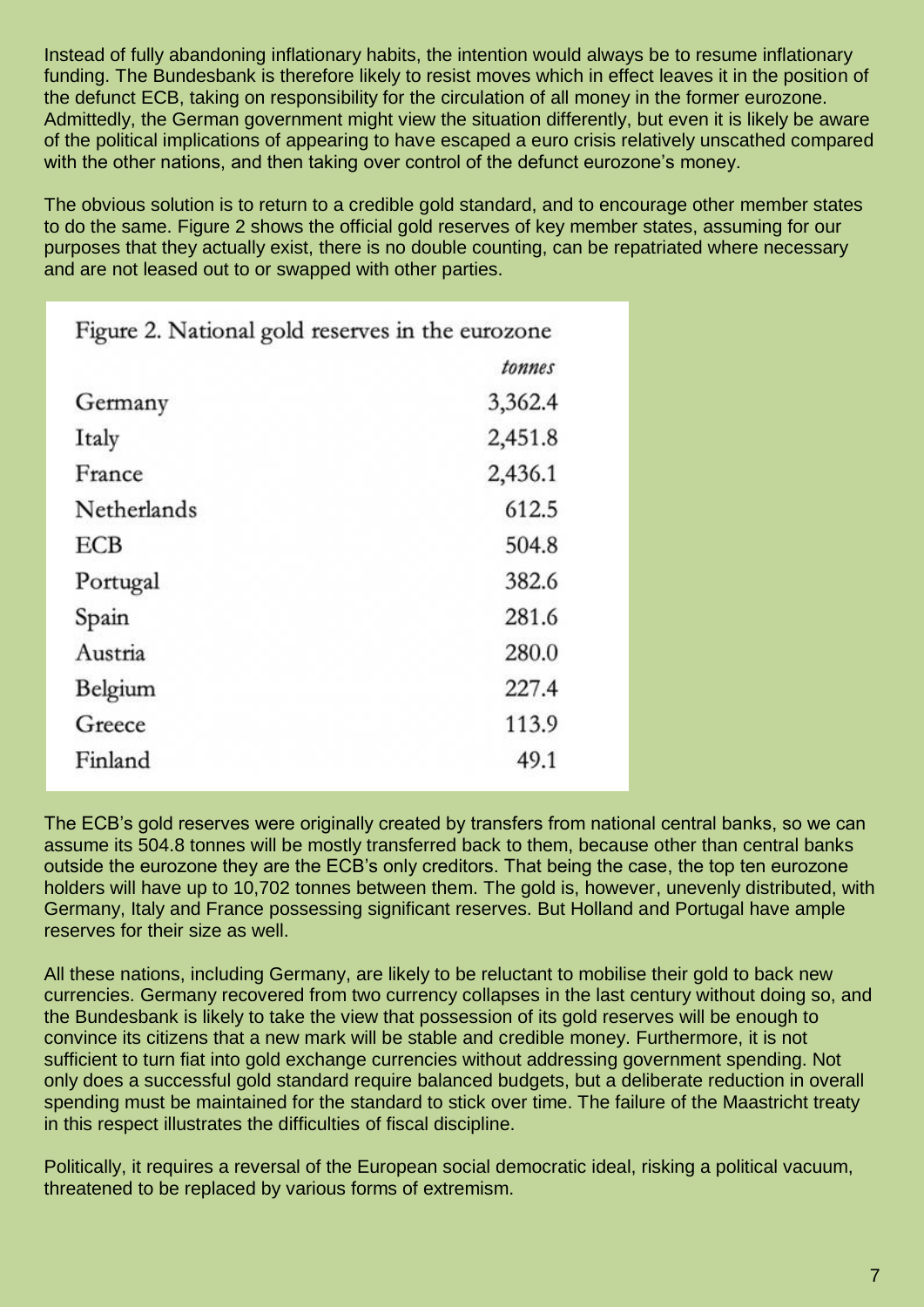Instead of fully abandoning inflationary habits, the intention would always be to resume inflationary funding. The Bundesbank is therefore likely to resist moves which in effect leaves it in the position of the defunct ECB, taking on responsibility for the circulation of all money in the former eurozone. Admittedly, the German government might view the situation differently, but even it is likely be aware of the political implications of appearing to have escaped a euro crisis relatively unscathed compared with the other nations, and then taking over control of the defunct eurozone's money.

The obvious solution is to return to a credible gold standard, and to encourage other member states to do the same. Figure 2 shows the official gold reserves of key member states, assuming for our purposes that they actually exist, there is no double counting, can be repatriated where necessary and are not leased out to or swapped with other parties.

Figure 2. National gold reserves in the eurozone

| | *tonnes* |
|---|---|
| Germany | 3,362.4 |
| Italy | 2,451.8 |
| France | 2,436.1 |
| Netherlands | 612.5 |
| ECB | 504.8 |
| Portugal | 382.6 |
| Spain | 281.6 |
| Austria | 280.0 |
| Belgium | 227.4 |
| Greece | 113.9 |
| Finland | 49.1 |

The ECB's gold reserves were originally created by transfers from national central banks, so we can assume its 504.8 tonnes will be mostly transferred back to them, because other than central banks outside the eurozone they are the ECB's only creditors. That being the case, the top ten eurozone holders will have up to 10,702 tonnes between them. The gold is, however, unevenly distributed, with Germany, Italy and France possessing significant reserves. But Holland and Portugal have ample reserves for their size as well.

All these nations, including Germany, are likely to be reluctant to mobilise their gold to back new currencies. Germany recovered from two currency collapses in the last century without doing so, and the Bundesbank is likely to take the view that possession of its gold reserves will be enough to convince its citizens that a new mark will be stable and credible money. Furthermore, it is not sufficient to turn fiat into gold exchange currencies without addressing government spending. Not only does a successful gold standard require balanced budgets, but a deliberate reduction in overall spending must be maintained for the standard to stick over time. The failure of the Maastricht treaty in this respect illustrates the difficulties of fiscal discipline.

Politically, it requires a reversal of the European social democratic ideal, risking a political vacuum, threatened to be replaced by various forms of extremism.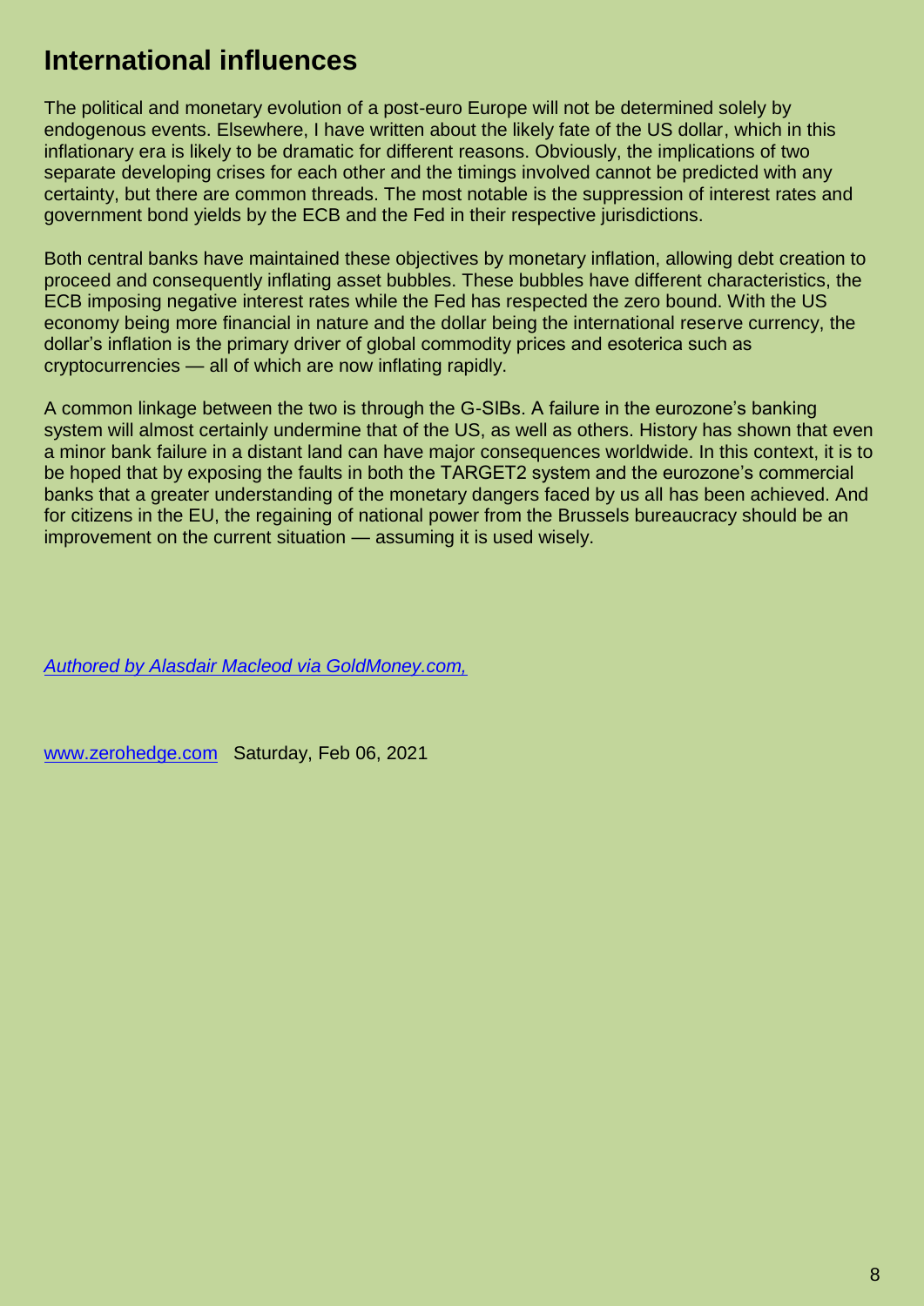## International influences

The political and monetary evolution of a post-euro Europe will not be determined solely by endogenous events. Elsewhere, I have written about the likely fate of the US dollar, which in this inflationary era is likely to be dramatic for different reasons. Obviously, the implications of two separate developing crises for each other and the timings involved cannot be predicted with any certainty, but there are common threads. The most notable is the suppression of interest rates and government bond yields by the ECB and the Fed in their respective jurisdictions.

Both central banks have maintained these objectives by monetary inflation, allowing debt creation to proceed and consequently inflating asset bubbles. These bubbles have different characteristics, the ECB imposing negative interest rates while the Fed has respected the zero bound. With the US economy being more financial in nature and the dollar being the international reserve currency, the dollar's inflation is the primary driver of global commodity prices and esoterica such as cryptocurrencies — all of which are now inflating rapidly.

A common linkage between the two is through the G-SIBs. A failure in the eurozone's banking system will almost certainly undermine that of the US, as well as others. History has shown that even a minor bank failure in a distant land can have major consequences worldwide. In this context, it is to be hoped that by exposing the faults in both the TARGET2 system and the eurozone's commercial banks that a greater understanding of the monetary dangers faced by us all has been achieved. And for citizens in the EU, the regaining of national power from the Brussels bureaucracy should be an improvement on the current situation — assuming it is used wisely.

*Authored by Alasdair Macleod via GoldMoney.com,*

www.zerohedge.com Saturday, Feb 06, 2021